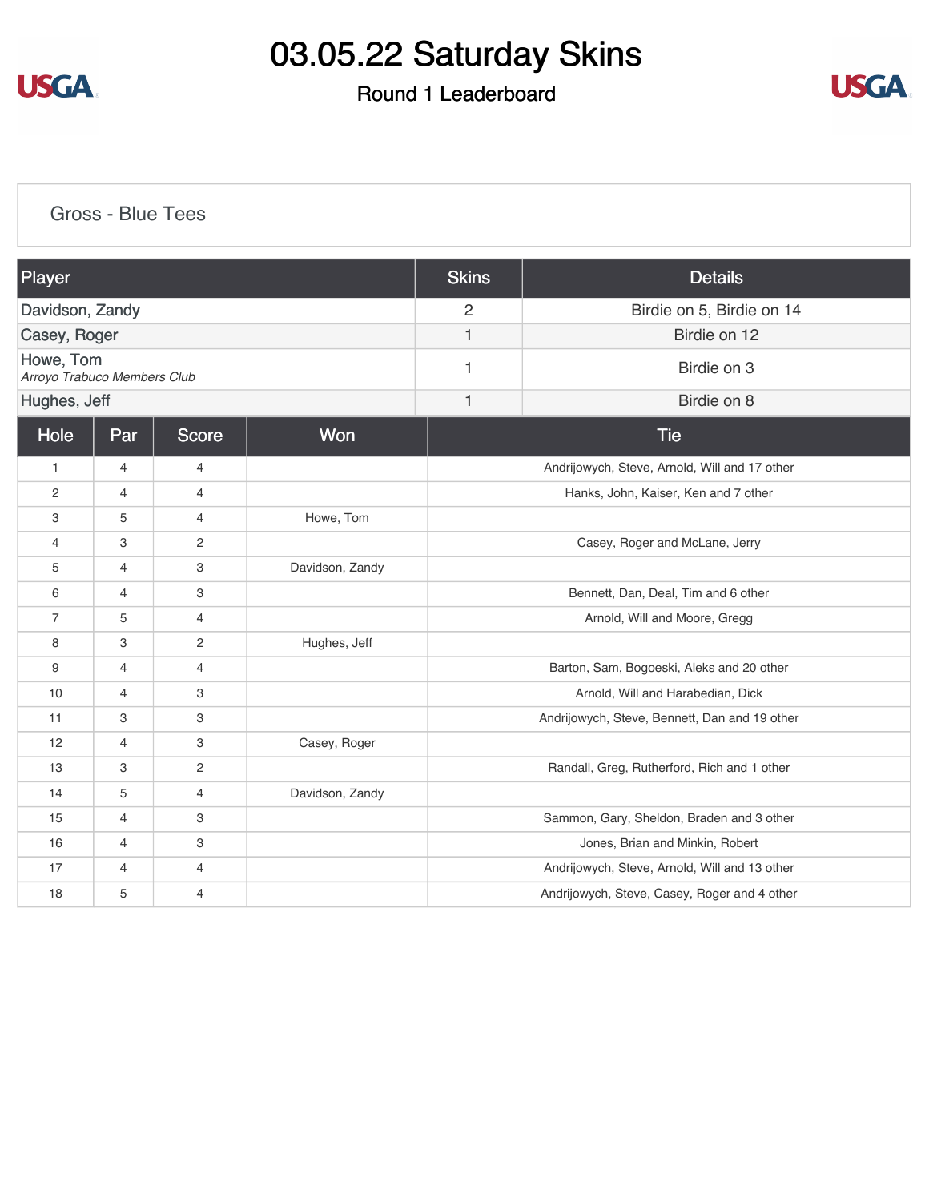# 03.05.22 Saturday Skins

## Round 1 Leaderboard

### Gross - Blue Tees

| Player | Skins | Details |
|---|---|---|
| Davidson, Zandy | 2 | Birdie on 5, Birdie on 14 |
| Casey, Roger | 1 | Birdie on 12 |
| Howe, Tom<br>*Arroyo Trabuco Members Club* | 1 | Birdie on 3 |
| Hughes, Jeff | 1 | Birdie on 8 |

| Hole | Par | Score | Won | Tie |
|---|---|---|---|---|
| 1 | 4 | 4 | | Andrijowych, Steve, Arnold, Will and 17 other |
| 2 | 4 | 4 | | Hanks, John, Kaiser, Ken and 7 other |
| 3 | 5 | 4 | Howe, Tom | |
| 4 | 3 | 2 | | Casey, Roger and McLane, Jerry |
| 5 | 4 | 3 | Davidson, Zandy | |
| 6 | 4 | 3 | | Bennett, Dan, Deal, Tim and 6 other |
| 7 | 5 | 4 | | Arnold, Will and Moore, Gregg |
| 8 | 3 | 2 | Hughes, Jeff | |
| 9 | 4 | 4 | | Barton, Sam, Bogoeski, Aleks and 20 other |
| 10 | 4 | 3 | | Arnold, Will and Harabedian, Dick |
| 11 | 3 | 3 | | Andrijowych, Steve, Bennett, Dan and 19 other |
| 12 | 4 | 3 | Casey, Roger | |
| 13 | 3 | 2 | | Randall, Greg, Rutherford, Rich and 1 other |
| 14 | 5 | 4 | Davidson, Zandy | |
| 15 | 4 | 3 | | Sammon, Gary, Sheldon, Braden and 3 other |
| 16 | 4 | 3 | | Jones, Brian and Minkin, Robert |
| 17 | 4 | 4 | | Andrijowych, Steve, Arnold, Will and 13 other |
| 18 | 5 | 4 | | Andrijowych, Steve, Casey, Roger and 4 other |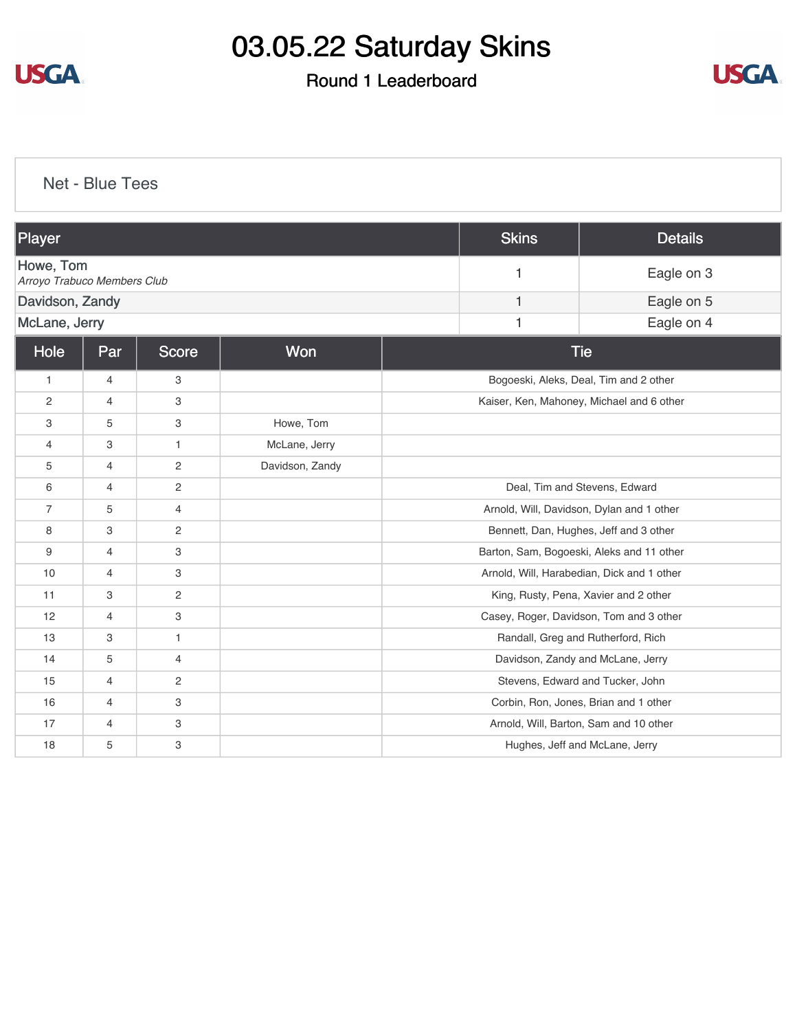# 03.05.22 Saturday Skins

## Round 1 Leaderboard

### Net - Blue Tees

| Player | Skins | Details |
|---|---|---|
| Howe, Tom<br>*Arroyo Trabuco Members Club* | 1 | Eagle on 3 |
| Davidson, Zandy | 1 | Eagle on 5 |
| McLane, Jerry | 1 | Eagle on 4 |

| Hole | Par | Score | Won | Tie |
|---|---|---|---|---|
| 1 | 4 | 3 | | Bogoeski, Aleks, Deal, Tim and 2 other |
| 2 | 4 | 3 | | Kaiser, Ken, Mahoney, Michael and 6 other |
| 3 | 5 | 3 | Howe, Tom | |
| 4 | 3 | 1 | McLane, Jerry | |
| 5 | 4 | 2 | Davidson, Zandy | |
| 6 | 4 | 2 | | Deal, Tim and Stevens, Edward |
| 7 | 5 | 4 | | Arnold, Will, Davidson, Dylan and 1 other |
| 8 | 3 | 2 | | Bennett, Dan, Hughes, Jeff and 3 other |
| 9 | 4 | 3 | | Barton, Sam, Bogoeski, Aleks and 11 other |
| 10 | 4 | 3 | | Arnold, Will, Harabedian, Dick and 1 other |
| 11 | 3 | 2 | | King, Rusty, Pena, Xavier and 2 other |
| 12 | 4 | 3 | | Casey, Roger, Davidson, Tom and 3 other |
| 13 | 3 | 1 | | Randall, Greg and Rutherford, Rich |
| 14 | 5 | 4 | | Davidson, Zandy and McLane, Jerry |
| 15 | 4 | 2 | | Stevens, Edward and Tucker, John |
| 16 | 4 | 3 | | Corbin, Ron, Jones, Brian and 1 other |
| 17 | 4 | 3 | | Arnold, Will, Barton, Sam and 10 other |
| 18 | 5 | 3 | | Hughes, Jeff and McLane, Jerry |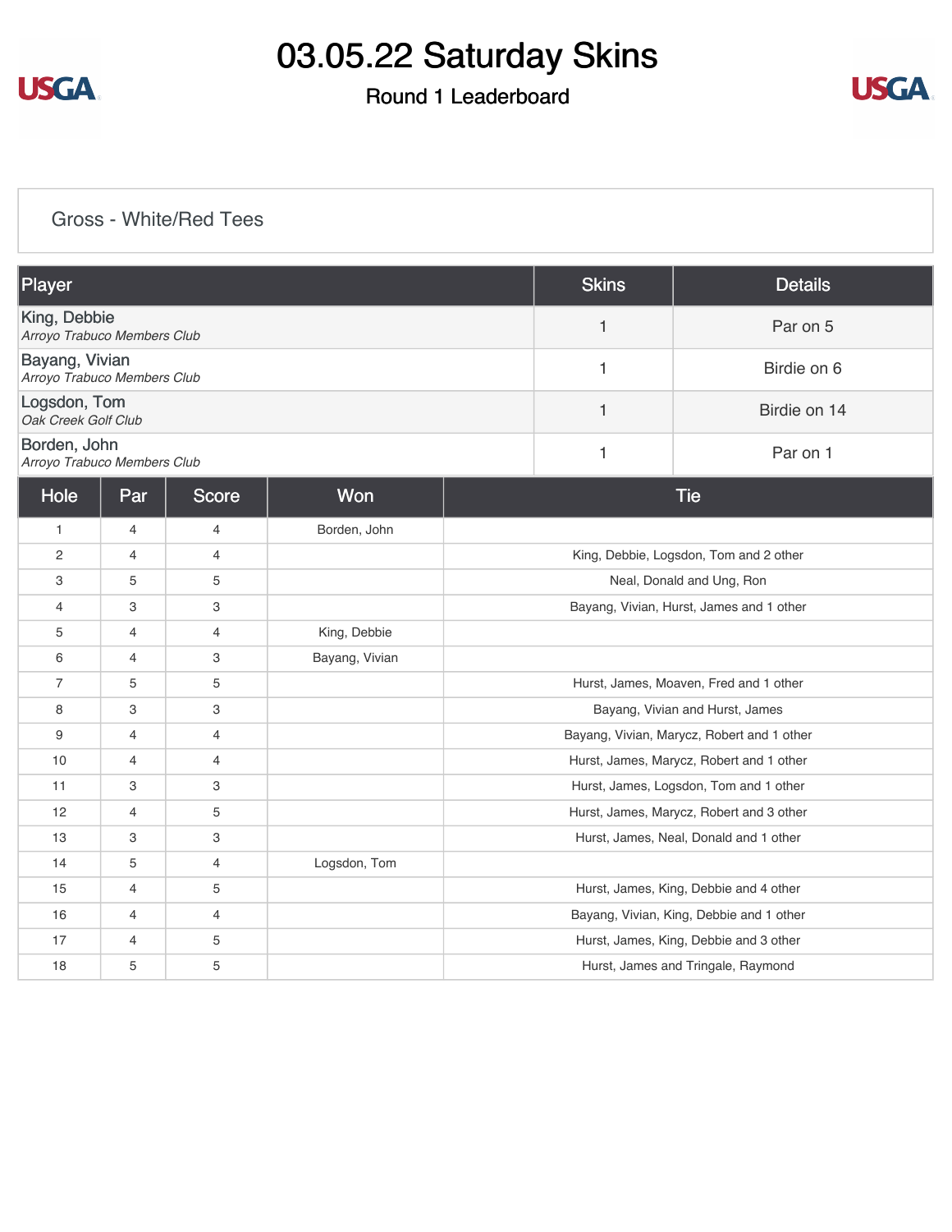# 03.05.22 Saturday Skins

## Round 1 Leaderboard

### Gross - White/Red Tees

| Player | Skins | Details |
|---|---|---|
| King, Debbie<br>*Arroyo Trabuco Members Club* | 1 | Par on 5 |
| Bayang, Vivian<br>*Arroyo Trabuco Members Club* | 1 | Birdie on 6 |
| Logsdon, Tom<br>*Oak Creek Golf Club* | 1 | Birdie on 14 |
| Borden, John<br>*Arroyo Trabuco Members Club* | 1 | Par on 1 |

| Hole | Par | Score | Won | Tie |
|---|---|---|---|---|
| 1 | 4 | 4 | Borden, John | |
| 2 | 4 | 4 | | King, Debbie, Logsdon, Tom and 2 other |
| 3 | 5 | 5 | | Neal, Donald and Ung, Ron |
| 4 | 3 | 3 | | Bayang, Vivian, Hurst, James and 1 other |
| 5 | 4 | 4 | King, Debbie | |
| 6 | 4 | 3 | Bayang, Vivian | |
| 7 | 5 | 5 | | Hurst, James, Moaven, Fred and 1 other |
| 8 | 3 | 3 | | Bayang, Vivian and Hurst, James |
| 9 | 4 | 4 | | Bayang, Vivian, Marycz, Robert and 1 other |
| 10 | 4 | 4 | | Hurst, James, Marycz, Robert and 1 other |
| 11 | 3 | 3 | | Hurst, James, Logsdon, Tom and 1 other |
| 12 | 4 | 5 | | Hurst, James, Marycz, Robert and 3 other |
| 13 | 3 | 3 | | Hurst, James, Neal, Donald and 1 other |
| 14 | 5 | 4 | Logsdon, Tom | |
| 15 | 4 | 5 | | Hurst, James, King, Debbie and 4 other |
| 16 | 4 | 4 | | Bayang, Vivian, King, Debbie and 1 other |
| 17 | 4 | 5 | | Hurst, James, King, Debbie and 3 other |
| 18 | 5 | 5 | | Hurst, James and Tringale, Raymond |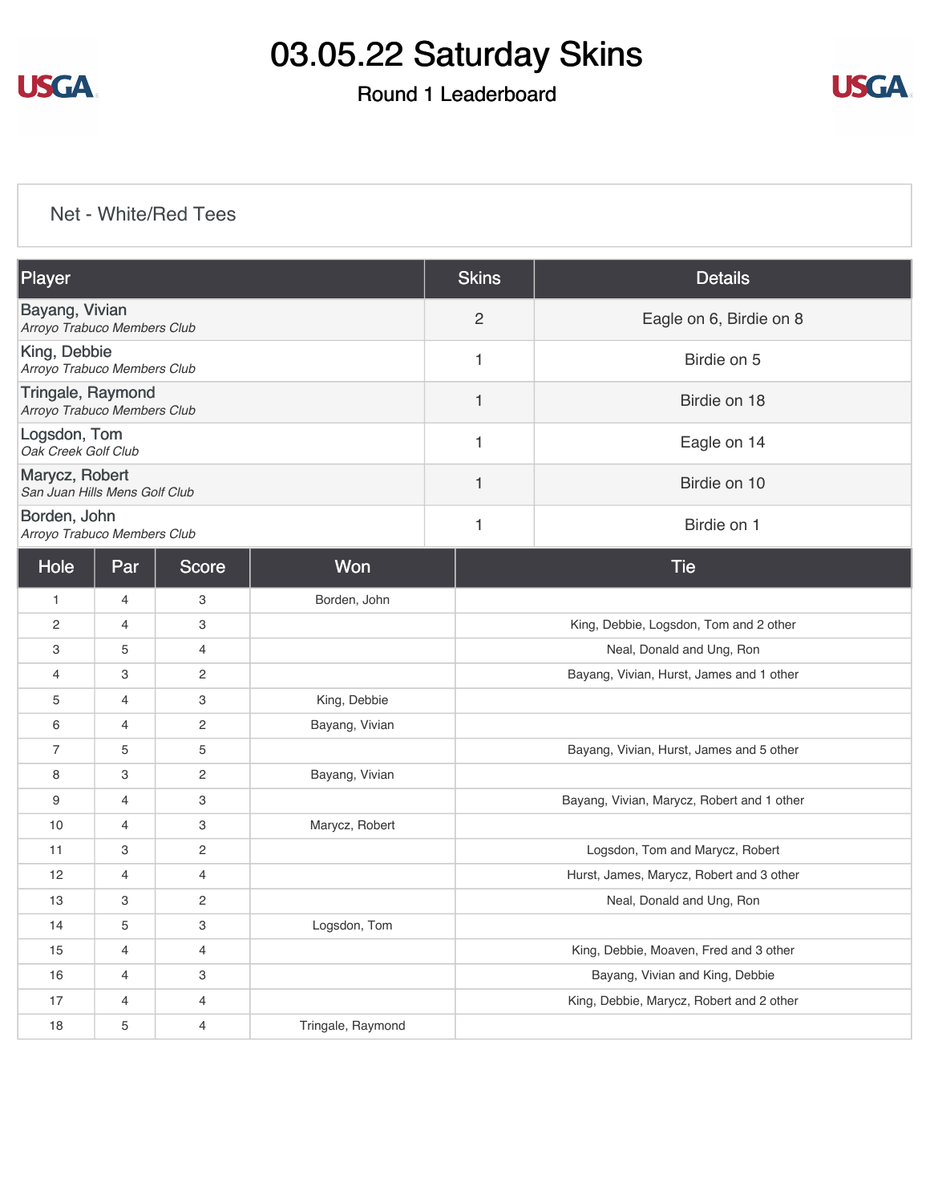# 03.05.22 Saturday Skins

## Round 1 Leaderboard

Net - White/Red Tees

| Player | Skins | Details |
|---|---|---|
| Bayang, Vivian<br>*Arroyo Trabuco Members Club* | 2 | Eagle on 6, Birdie on 8 |
| King, Debbie<br>*Arroyo Trabuco Members Club* | 1 | Birdie on 5 |
| Tringale, Raymond<br>*Arroyo Trabuco Members Club* | 1 | Birdie on 18 |
| Logsdon, Tom<br>*Oak Creek Golf Club* | 1 | Eagle on 14 |
| Marycz, Robert<br>*San Juan Hills Mens Golf Club* | 1 | Birdie on 10 |
| Borden, John<br>*Arroyo Trabuco Members Club* | 1 | Birdie on 1 |

| Hole | Par | Score | Won | Tie |
|---|---|---|---|---|
| 1 | 4 | 3 | Borden, John | |
| 2 | 4 | 3 | | King, Debbie, Logsdon, Tom and 2 other |
| 3 | 5 | 4 | | Neal, Donald and Ung, Ron |
| 4 | 3 | 2 | | Bayang, Vivian, Hurst, James and 1 other |
| 5 | 4 | 3 | King, Debbie | |
| 6 | 4 | 2 | Bayang, Vivian | |
| 7 | 5 | 5 | | Bayang, Vivian, Hurst, James and 5 other |
| 8 | 3 | 2 | Bayang, Vivian | |
| 9 | 4 | 3 | | Bayang, Vivian, Marycz, Robert and 1 other |
| 10 | 4 | 3 | Marycz, Robert | |
| 11 | 3 | 2 | | Logsdon, Tom and Marycz, Robert |
| 12 | 4 | 4 | | Hurst, James, Marycz, Robert and 3 other |
| 13 | 3 | 2 | | Neal, Donald and Ung, Ron |
| 14 | 5 | 3 | Logsdon, Tom | |
| 15 | 4 | 4 | | King, Debbie, Moaven, Fred and 3 other |
| 16 | 4 | 3 | | Bayang, Vivian and King, Debbie |
| 17 | 4 | 4 | | King, Debbie, Marycz, Robert and 2 other |
| 18 | 5 | 4 | Tringale, Raymond | |